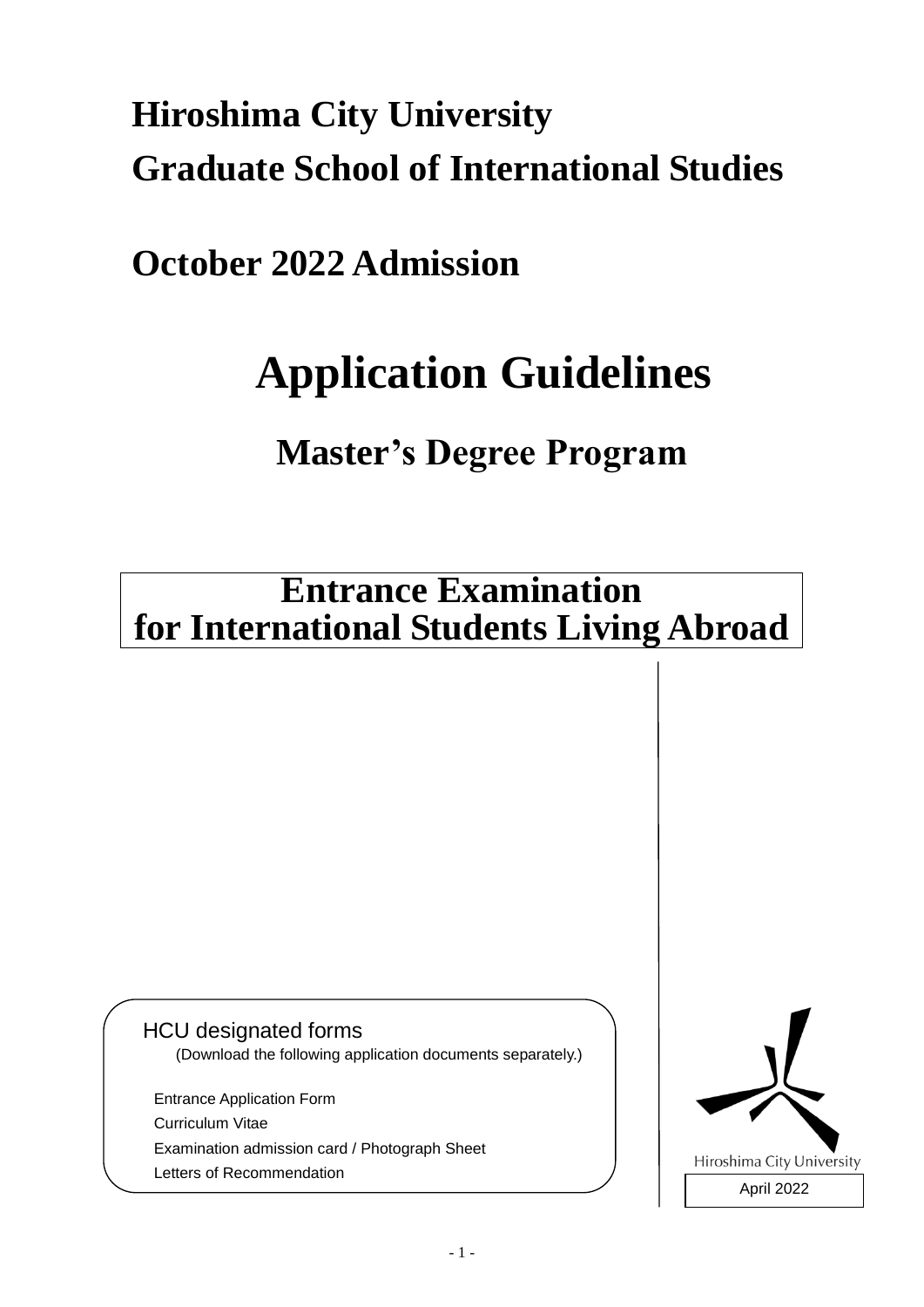# Hiroshima City University
# Graduate School of International Studies

## October 2022 Admission

# Application Guidelines

## Master's Degree Program

**Entrance Examination**
**for International Students Living Abroad**

HCU designated forms
(Download the following application documents separately.)

- Entrance Application Form
- Curriculum Vitae
- Examination admission card / Photograph Sheet
- Letters of Recommendation

Hiroshima City University

April 2022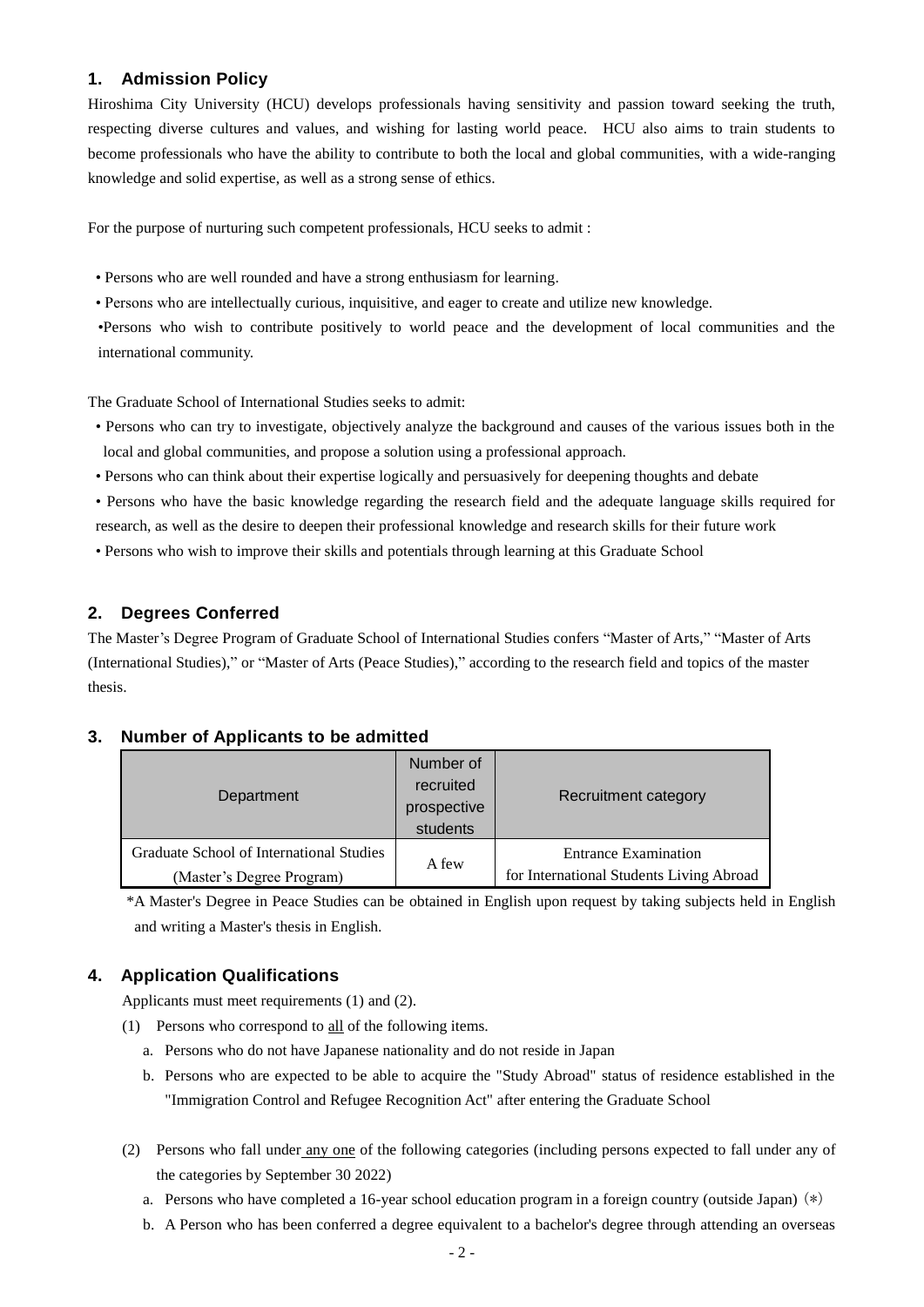## 1. Admission Policy

Hiroshima City University (HCU) develops professionals having sensitivity and passion toward seeking the truth, respecting diverse cultures and values, and wishing for lasting world peace. HCU also aims to train students to become professionals who have the ability to contribute to both the local and global communities, with a wide-ranging knowledge and solid expertise, as well as a strong sense of ethics.

For the purpose of nurturing such competent professionals, HCU seeks to admit :

- Persons who are well rounded and have a strong enthusiasm for learning.
- Persons who are intellectually curious, inquisitive, and eager to create and utilize new knowledge.
- Persons who wish to contribute positively to world peace and the development of local communities and the international community.

The Graduate School of International Studies seeks to admit:

- Persons who can try to investigate, objectively analyze the background and causes of the various issues both in the local and global communities, and propose a solution using a professional approach.
- Persons who can think about their expertise logically and persuasively for deepening thoughts and debate
- Persons who have the basic knowledge regarding the research field and the adequate language skills required for research, as well as the desire to deepen their professional knowledge and research skills for their future work
- Persons who wish to improve their skills and potentials through learning at this Graduate School

## 2. Degrees Conferred

The Master's Degree Program of Graduate School of International Studies confers "Master of Arts," "Master of Arts (International Studies)," or "Master of Arts (Peace Studies)," according to the research field and topics of the master thesis.

## 3. Number of Applicants to be admitted

| Department | Number of recruited prospective students | Recruitment category |
|---|---|---|
| Graduate School of International Studies (Master's Degree Program) | A few | Entrance Examination for International Students Living Abroad |

*A Master's Degree in Peace Studies can be obtained in English upon request by taking subjects held in English and writing a Master's thesis in English.

## 4. Application Qualifications

Applicants must meet requirements (1) and (2).

(1) Persons who correspond to all of the following items.

a. Persons who do not have Japanese nationality and do not reside in Japan

b. Persons who are expected to be able to acquire the "Study Abroad" status of residence established in the "Immigration Control and Refugee Recognition Act" after entering the Graduate School

(2) Persons who fall under any one of the following categories (including persons expected to fall under any of the categories by September 30 2022)

a. Persons who have completed a 16-year school education program in a foreign country (outside Japan)（*）

b. A Person who has been conferred a degree equivalent to a bachelor's degree through attending an overseas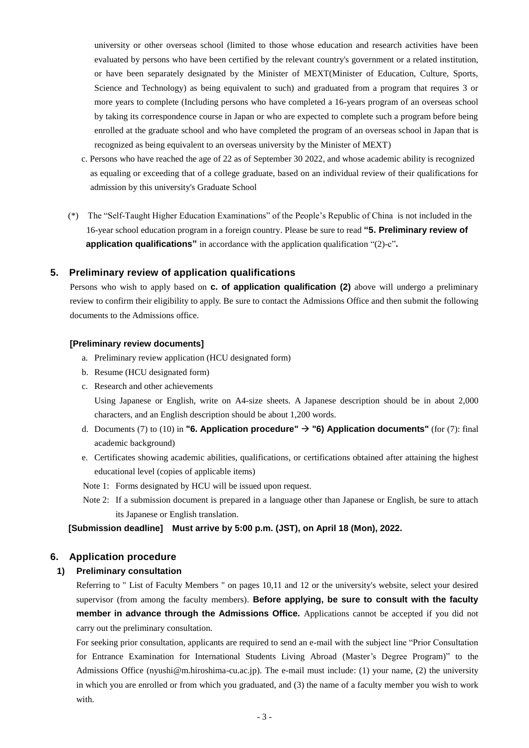university or other overseas school (limited to those whose education and research activities have been evaluated by persons who have been certified by the relevant country's government or a related institution, or have been separately designated by the Minister of MEXT(Minister of Education, Culture, Sports, Science and Technology) as being equivalent to such) and graduated from a program that requires 3 or more years to complete (Including persons who have completed a 16-years program of an overseas school by taking its correspondence course in Japan or who are expected to complete such a program before being enrolled at the graduate school and who have completed the program of an overseas school in Japan that is recognized as being equivalent to an overseas university by the Minister of MEXT)

c. Persons who have reached the age of 22 as of September 30 2022, and whose academic ability is recognized as equaling or exceeding that of a college graduate, based on an individual review of their qualifications for admission by this university's Graduate School

(*) The "Self-Taught Higher Education Examinations" of the People's Republic of China is not included in the 16-year school education program in a foreign country. Please be sure to read **"5. Preliminary review of application qualifications"** in accordance with the application qualification "(2)-c"**.**

## 5. Preliminary review of application qualifications

Persons who wish to apply based on **c. of application qualification (2)** above will undergo a preliminary review to confirm their eligibility to apply. Be sure to contact the Admissions Office and then submit the following documents to the Admissions office.

**[Preliminary review documents]**

a. Preliminary review application (HCU designated form)
b. Resume (HCU designated form)
c. Research and other achievements
   Using Japanese or English, write on A4-size sheets. A Japanese description should be in about 2,000 characters, and an English description should be about 1,200 words.
d. Documents (7) to (10) in **"6. Application procedure" → "6) Application documents"** (for (7): final academic background)
e. Certificates showing academic abilities, qualifications, or certifications obtained after attaining the highest educational level (copies of applicable items)

Note 1: Forms designated by HCU will be issued upon request.

Note 2: If a submission document is prepared in a language other than Japanese or English, be sure to attach its Japanese or English translation.

**[Submission deadline] Must arrive by 5:00 p.m. (JST), on April 18 (Mon), 2022.**

## 6. Application procedure

### 1) Preliminary consultation

Referring to " List of Faculty Members " on pages 10,11 and 12 or the university's website, select your desired supervisor (from among the faculty members). **Before applying, be sure to consult with the faculty member in advance through the Admissions Office.** Applications cannot be accepted if you did not carry out the preliminary consultation.

For seeking prior consultation, applicants are required to send an e-mail with the subject line "Prior Consultation for Entrance Examination for International Students Living Abroad (Master's Degree Program)" to the Admissions Office (nyushi@m.hiroshima-cu.ac.jp). The e-mail must include: (1) your name, (2) the university in which you are enrolled or from which you graduated, and (3) the name of a faculty member you wish to work with.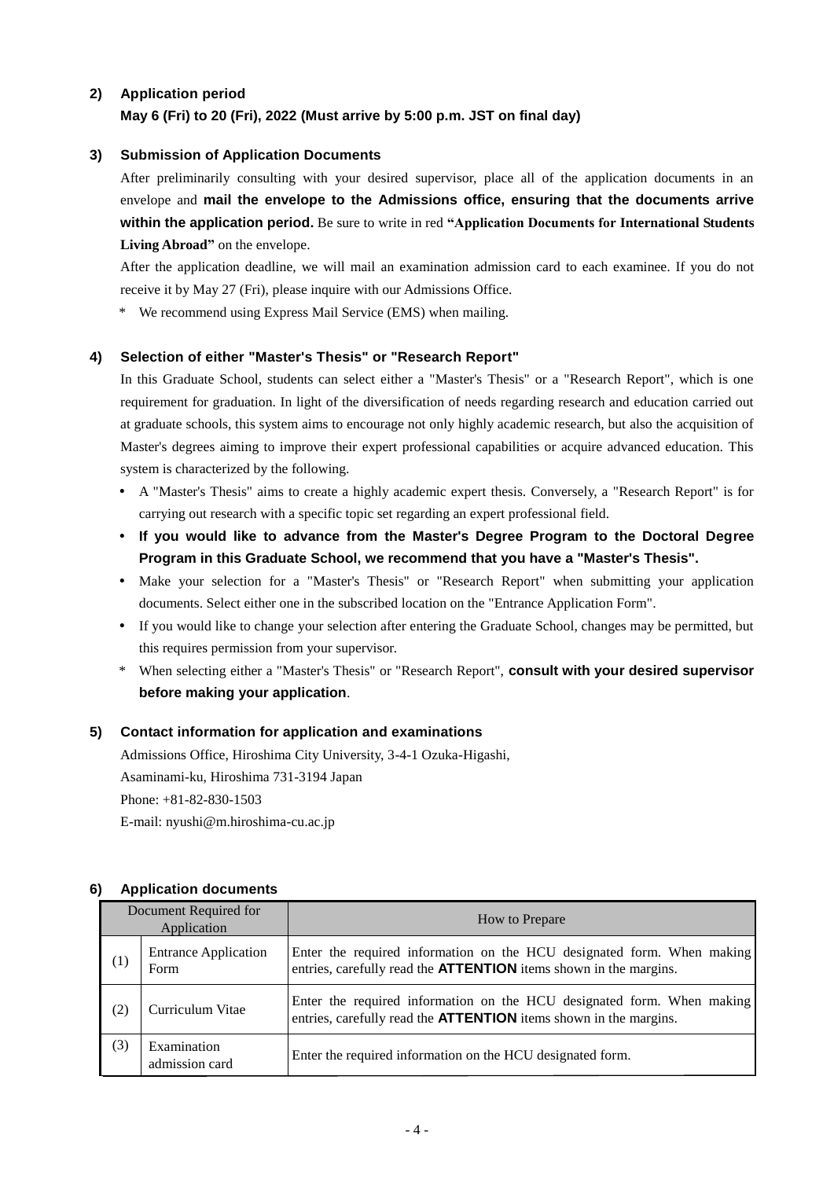### 2) Application period

**May 6 (Fri) to 20 (Fri), 2022 (Must arrive by 5:00 p.m. JST on final day)**

### 3) Submission of Application Documents

After preliminarily consulting with your desired supervisor, place all of the application documents in an envelope and **mail the envelope to the Admissions office, ensuring that the documents arrive within the application period.** Be sure to write in red **"Application Documents for International Students Living Abroad"** on the envelope.

After the application deadline, we will mail an examination admission card to each examinee. If you do not receive it by May 27 (Fri), please inquire with our Admissions Office.

\* We recommend using Express Mail Service (EMS) when mailing.

### 4) Selection of either "Master's Thesis" or "Research Report"

In this Graduate School, students can select either a "Master's Thesis" or a "Research Report", which is one requirement for graduation. In light of the diversification of needs regarding research and education carried out at graduate schools, this system aims to encourage not only highly academic research, but also the acquisition of Master's degrees aiming to improve their expert professional capabilities or acquire advanced education. This system is characterized by the following.

- A "Master's Thesis" aims to create a highly academic expert thesis. Conversely, a "Research Report" is for carrying out research with a specific topic set regarding an expert professional field.
- **If you would like to advance from the Master's Degree Program to the Doctoral Degree Program in this Graduate School, we recommend that you have a "Master's Thesis".**
- Make your selection for a "Master's Thesis" or "Research Report" when submitting your application documents. Select either one in the subscribed location on the "Entrance Application Form".
- If you would like to change your selection after entering the Graduate School, changes may be permitted, but this requires permission from your supervisor.

\* When selecting either a "Master's Thesis" or "Research Report", **consult with your desired supervisor before making your application**.

### 5) Contact information for application and examinations

Admissions Office, Hiroshima City University, 3-4-1 Ozuka-Higashi,
Asaminami-ku, Hiroshima 731-3194 Japan
Phone: +81-82-830-1503
E-mail: nyushi@m.hiroshima-cu.ac.jp

### 6) Application documents

| Document Required for Application | | How to Prepare |
|---|---|---|
| (1) | Entrance Application Form | Enter the required information on the HCU designated form. When making entries, carefully read the **ATTENTION** items shown in the margins. |
| (2) | Curriculum Vitae | Enter the required information on the HCU designated form. When making entries, carefully read the **ATTENTION** items shown in the margins. |
| (3) | Examination admission card | Enter the required information on the HCU designated form. |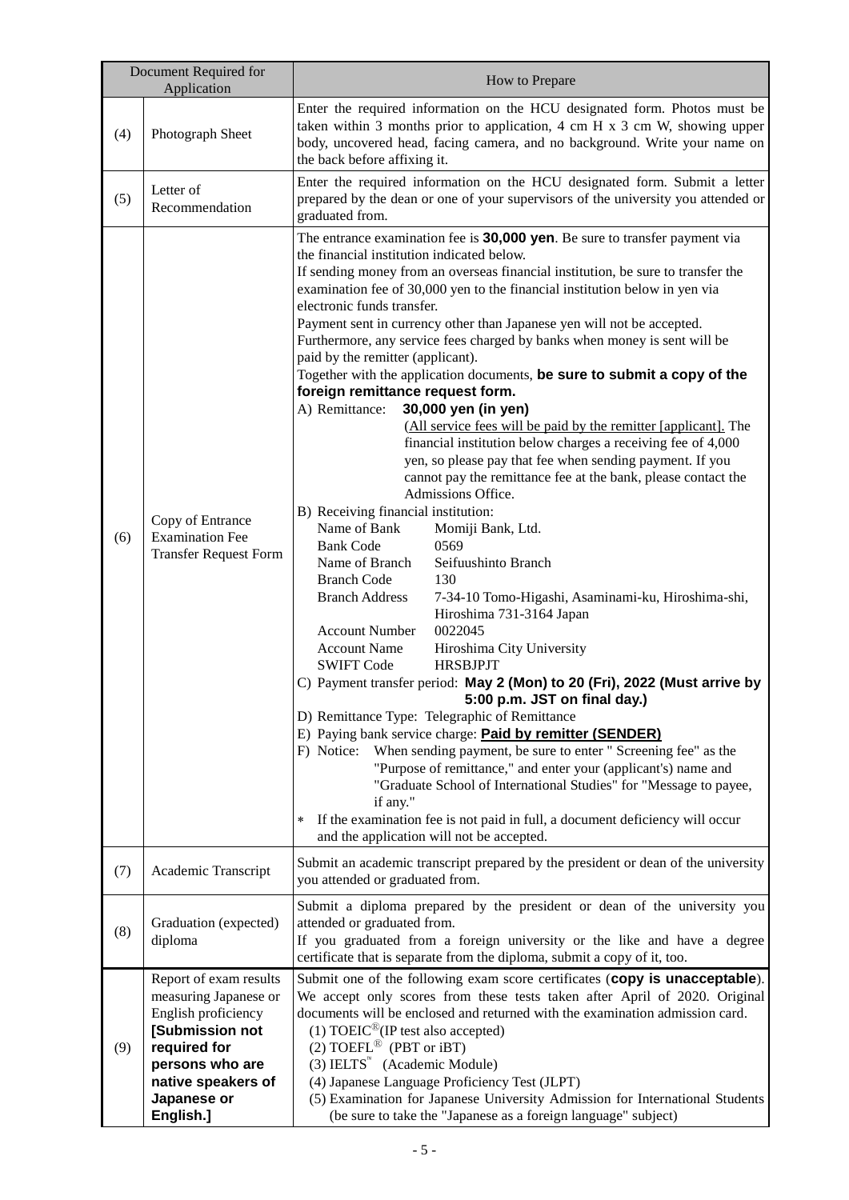| Document Required for Application | | How to Prepare |
|---|---|---|
| (4) | Photograph Sheet | Enter the required information on the HCU designated form. Photos must be taken within 3 months prior to application, 4 cm H x 3 cm W, showing upper body, uncovered head, facing camera, and no background. Write your name on the back before affixing it. |
| (5) | Letter of Recommendation | Enter the required information on the HCU designated form. Submit a letter prepared by the dean or one of your supervisors of the university you attended or graduated from. |
| (6) | Copy of Entrance Examination Fee Transfer Request Form | The entrance examination fee is **30,000 yen**. Be sure to transfer payment via the financial institution indicated below.<br>If sending money from an overseas financial institution, be sure to transfer the examination fee of 30,000 yen to the financial institution below in yen via electronic funds transfer.<br>Payment sent in currency other than Japanese yen will not be accepted.<br>Furthermore, any service fees charged by banks when money is sent will be paid by the remitter (applicant).<br>Together with the application documents, **be sure to submit a copy of the foreign remittance request form.**<br>A) Remittance: **30,000 yen (in yen)**<br>(All service fees will be paid by the remitter [applicant]. The financial institution below charges a receiving fee of 4,000 yen, so please pay that fee when sending payment. If you cannot pay the remittance fee at the bank, please contact the Admissions Office.<br>B) Receiving financial institution:<br>Name of Bank: Momiji Bank, Ltd.<br>Bank Code: 0569<br>Name of Branch: Seifuushinto Branch<br>Branch Code: 130<br>Branch Address: 7-34-10 Tomo-Higashi, Asaminami-ku, Hiroshima-shi, Hiroshima 731-3164 Japan<br>Account Number: 0022045<br>Account Name: Hiroshima City University<br>SWIFT Code: HRSBJPJT<br>C) Payment transfer period: **May 2 (Mon) to 20 (Fri), 2022 (Must arrive by 5:00 p.m. JST on final day.)**<br>D) Remittance Type: Telegraphic of Remittance<br>E) Paying bank service charge: **Paid by remitter (SENDER)**<br>F) Notice: When sending payment, be sure to enter " Screening fee" as the "Purpose of remittance," and enter your (applicant's) name and "Graduate School of International Studies" for "Message to payee, if any."<br>* If the examination fee is not paid in full, a document deficiency will occur and the application will not be accepted. |
| (7) | Academic Transcript | Submit an academic transcript prepared by the president or dean of the university you attended or graduated from. |
| (8) | Graduation (expected) diploma | Submit a diploma prepared by the president or dean of the university you attended or graduated from.<br>If you graduated from a foreign university or the like and have a degree certificate that is separate from the diploma, submit a copy of it, too. |
| (9) | Report of exam results measuring Japanese or English proficiency **[Submission not required for persons who are native speakers of Japanese or English.]** | Submit one of the following exam score certificates (**copy is unacceptable**). We accept only scores from these tests taken after April of 2020. Original documents will be enclosed and returned with the examination admission card.<br>(1) TOEIC®(IP test also accepted)<br>(2) TOEFL® (PBT or iBT)<br>(3) IELTS™ (Academic Module)<br>(4) Japanese Language Proficiency Test (JLPT)<br>(5) Examination for Japanese University Admission for International Students (be sure to take the "Japanese as a foreign language" subject) |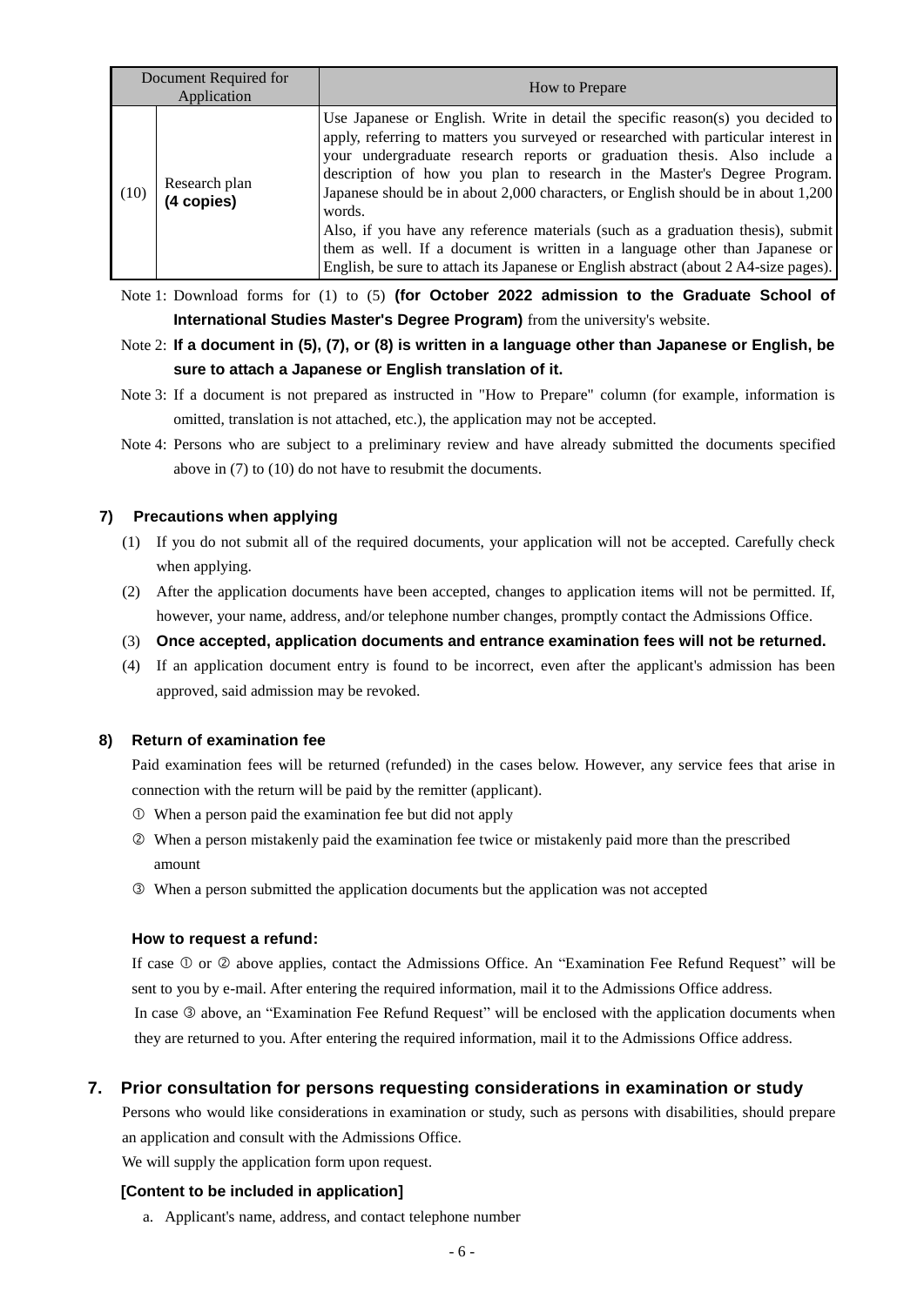| Document Required for Application | | How to Prepare |
|---|---|---|
| (10) | Research plan **(4 copies)** | Use Japanese or English. Write in detail the specific reason(s) you decided to apply, referring to matters you surveyed or researched with particular interest in your undergraduate research reports or graduation thesis. Also include a description of how you plan to research in the Master's Degree Program. Japanese should be in about 2,000 characters, or English should be in about 1,200 words.<br>Also, if you have any reference materials (such as a graduation thesis), submit them as well. If a document is written in a language other than Japanese or English, be sure to attach its Japanese or English abstract (about 2 A4-size pages). |

Note 1: Download forms for (1) to (5) **(for October 2022 admission to the Graduate School of International Studies Master's Degree Program)** from the university's website.

Note 2: **If a document in (5), (7), or (8) is written in a language other than Japanese or English, be sure to attach a Japanese or English translation of it.**

Note 3: If a document is not prepared as instructed in "How to Prepare" column (for example, information is omitted, translation is not attached, etc.), the application may not be accepted.

Note 4: Persons who are subject to a preliminary review and have already submitted the documents specified above in (7) to (10) do not have to resubmit the documents.

### 7) Precautions when applying

(1) If you do not submit all of the required documents, your application will not be accepted. Carefully check when applying.

(2) After the application documents have been accepted, changes to application items will not be permitted. If, however, your name, address, and/or telephone number changes, promptly contact the Admissions Office.

(3) **Once accepted, application documents and entrance examination fees will not be returned.**

(4) If an application document entry is found to be incorrect, even after the applicant's admission has been approved, said admission may be revoked.

### 8) Return of examination fee

Paid examination fees will be returned (refunded) in the cases below. However, any service fees that arise in connection with the return will be paid by the remitter (applicant).

① When a person paid the examination fee but did not apply

② When a person mistakenly paid the examination fee twice or mistakenly paid more than the prescribed amount

③ When a person submitted the application documents but the application was not accepted

**How to request a refund:**

If case ① or ② above applies, contact the Admissions Office. An "Examination Fee Refund Request" will be sent to you by e-mail. After entering the required information, mail it to the Admissions Office address.

In case ③ above, an "Examination Fee Refund Request" will be enclosed with the application documents when they are returned to you. After entering the required information, mail it to the Admissions Office address.

## 7. Prior consultation for persons requesting considerations in examination or study

Persons who would like considerations in examination or study, such as persons with disabilities, should prepare an application and consult with the Admissions Office.

We will supply the application form upon request.

**[Content to be included in application]**

a. Applicant's name, address, and contact telephone number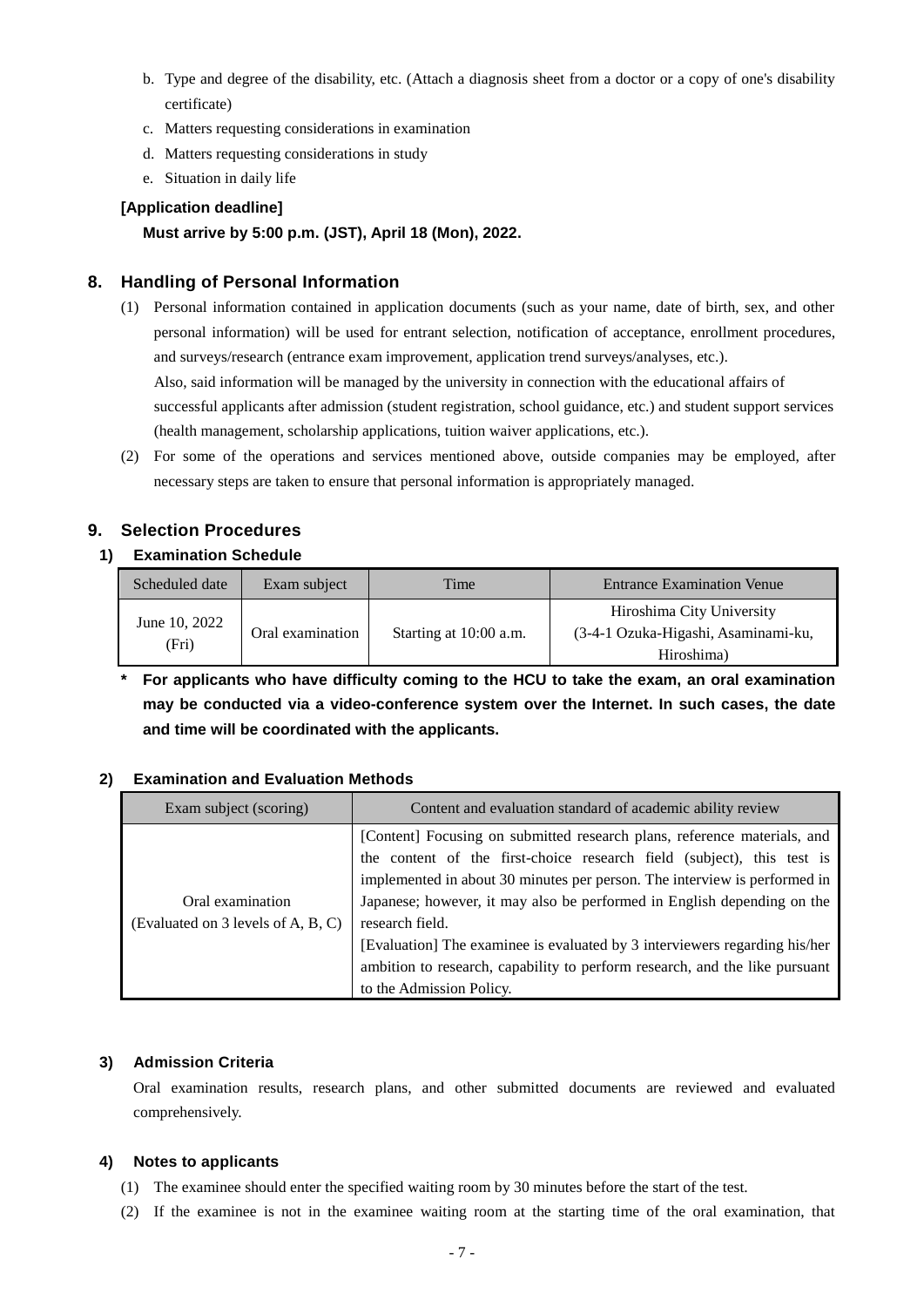b. Type and degree of the disability, etc. (Attach a diagnosis sheet from a doctor or a copy of one's disability certificate)
c. Matters requesting considerations in examination
d. Matters requesting considerations in study
e. Situation in daily life

**[Application deadline]**

**Must arrive by 5:00 p.m. (JST), April 18 (Mon), 2022.**

## 8. Handling of Personal Information

(1) Personal information contained in application documents (such as your name, date of birth, sex, and other personal information) will be used for entrant selection, notification of acceptance, enrollment procedures, and surveys/research (entrance exam improvement, application trend surveys/analyses, etc.).
Also, said information will be managed by the university in connection with the educational affairs of successful applicants after admission (student registration, school guidance, etc.) and student support services (health management, scholarship applications, tuition waiver applications, etc.).

(2) For some of the operations and services mentioned above, outside companies may be employed, after necessary steps are taken to ensure that personal information is appropriately managed.

## 9. Selection Procedures

### 1) Examination Schedule

| Scheduled date | Exam subject | Time | Entrance Examination Venue |
|---|---|---|---|
| June 10, 2022 (Fri) | Oral examination | Starting at 10:00 a.m. | Hiroshima City University (3-4-1 Ozuka-Higashi, Asaminami-ku, Hiroshima) |

**\* For applicants who have difficulty coming to the HCU to take the exam, an oral examination may be conducted via a video-conference system over the Internet. In such cases, the date and time will be coordinated with the applicants.**

### 2) Examination and Evaluation Methods

| Exam subject (scoring) | Content and evaluation standard of academic ability review |
|---|---|
| Oral examination (Evaluated on 3 levels of A, B, C) | [Content] Focusing on submitted research plans, reference materials, and the content of the first-choice research field (subject), this test is implemented in about 30 minutes per person. The interview is performed in Japanese; however, it may also be performed in English depending on the research field.<br>[Evaluation] The examinee is evaluated by 3 interviewers regarding his/her ambition to research, capability to perform research, and the like pursuant to the Admission Policy. |

### 3) Admission Criteria

Oral examination results, research plans, and other submitted documents are reviewed and evaluated comprehensively.

### 4) Notes to applicants

(1) The examinee should enter the specified waiting room by 30 minutes before the start of the test.

(2) If the examinee is not in the examinee waiting room at the starting time of the oral examination, that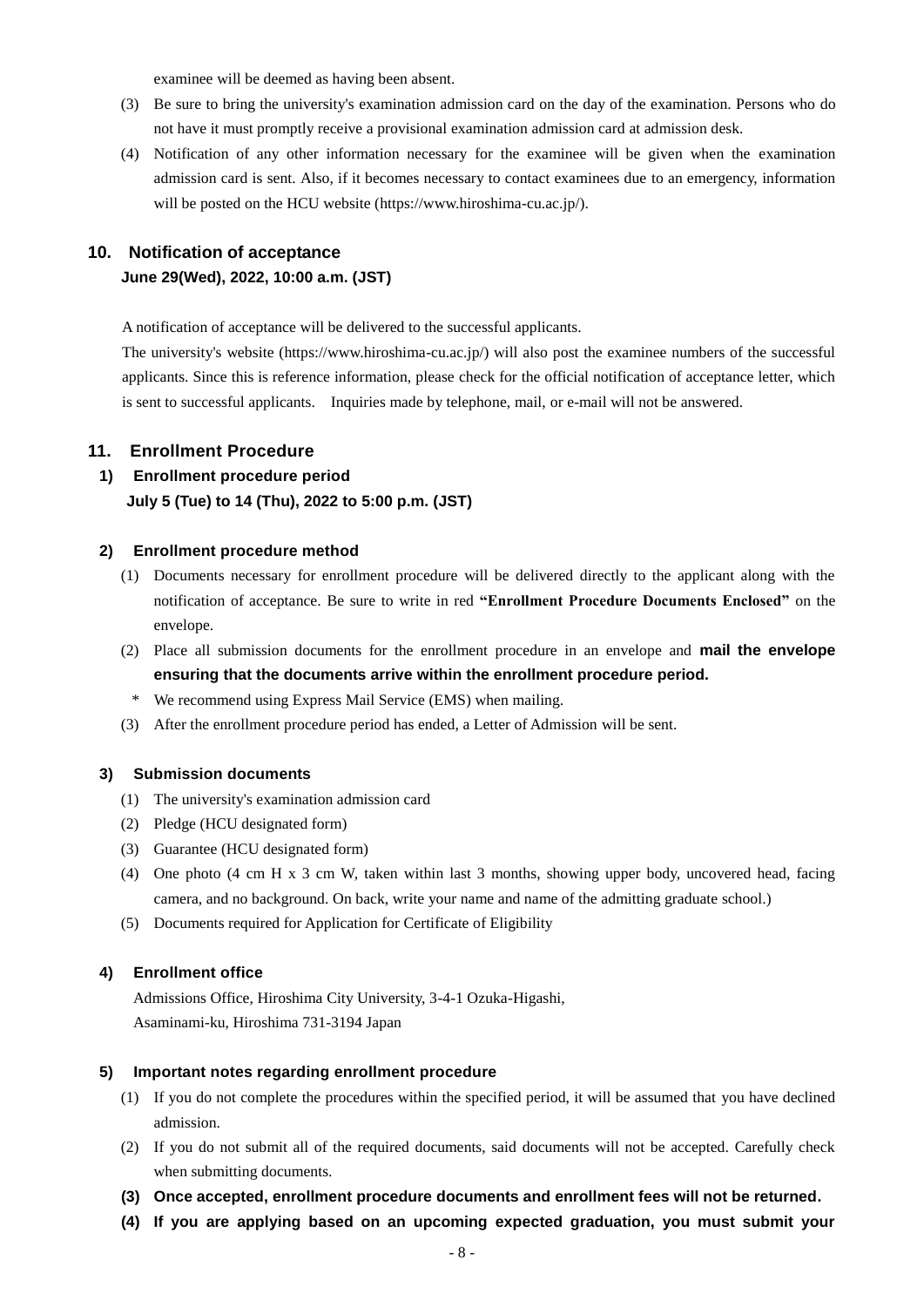examinee will be deemed as having been absent.

(3) Be sure to bring the university's examination admission card on the day of the examination. Persons who do not have it must promptly receive a provisional examination admission card at admission desk.

(4) Notification of any other information necessary for the examinee will be given when the examination admission card is sent. Also, if it becomes necessary to contact examinees due to an emergency, information will be posted on the HCU website (https://www.hiroshima-cu.ac.jp/).

## 10. Notification of acceptance

**June 29(Wed), 2022, 10:00 a.m. (JST)**

A notification of acceptance will be delivered to the successful applicants.

The university's website (https://www.hiroshima-cu.ac.jp/) will also post the examinee numbers of the successful applicants. Since this is reference information, please check for the official notification of acceptance letter, which is sent to successful applicants. Inquiries made by telephone, mail, or e-mail will not be answered.

## 11. Enrollment Procedure

### 1) Enrollment procedure period

**July 5 (Tue) to 14 (Thu), 2022 to 5:00 p.m. (JST)**

### 2) Enrollment procedure method

(1) Documents necessary for enrollment procedure will be delivered directly to the applicant along with the notification of acceptance. Be sure to write in red **"Enrollment Procedure Documents Enclosed"** on the envelope.

(2) Place all submission documents for the enrollment procedure in an envelope and **mail the envelope ensuring that the documents arrive within the enrollment procedure period.**

\* We recommend using Express Mail Service (EMS) when mailing.

(3) After the enrollment procedure period has ended, a Letter of Admission will be sent.

### 3) Submission documents

(1) The university's examination admission card

(2) Pledge (HCU designated form)

(3) Guarantee (HCU designated form)

(4) One photo (4 cm H x 3 cm W, taken within last 3 months, showing upper body, uncovered head, facing camera, and no background. On back, write your name and name of the admitting graduate school.)

(5) Documents required for Application for Certificate of Eligibility

### 4) Enrollment office

Admissions Office, Hiroshima City University, 3-4-1 Ozuka-Higashi,
Asaminami-ku, Hiroshima 731-3194 Japan

### 5) Important notes regarding enrollment procedure

(1) If you do not complete the procedures within the specified period, it will be assumed that you have declined admission.

(2) If you do not submit all of the required documents, said documents will not be accepted. Carefully check when submitting documents.

**(3) Once accepted, enrollment procedure documents and enrollment fees will not be returned.**

**(4) If you are applying based on an upcoming expected graduation, you must submit your**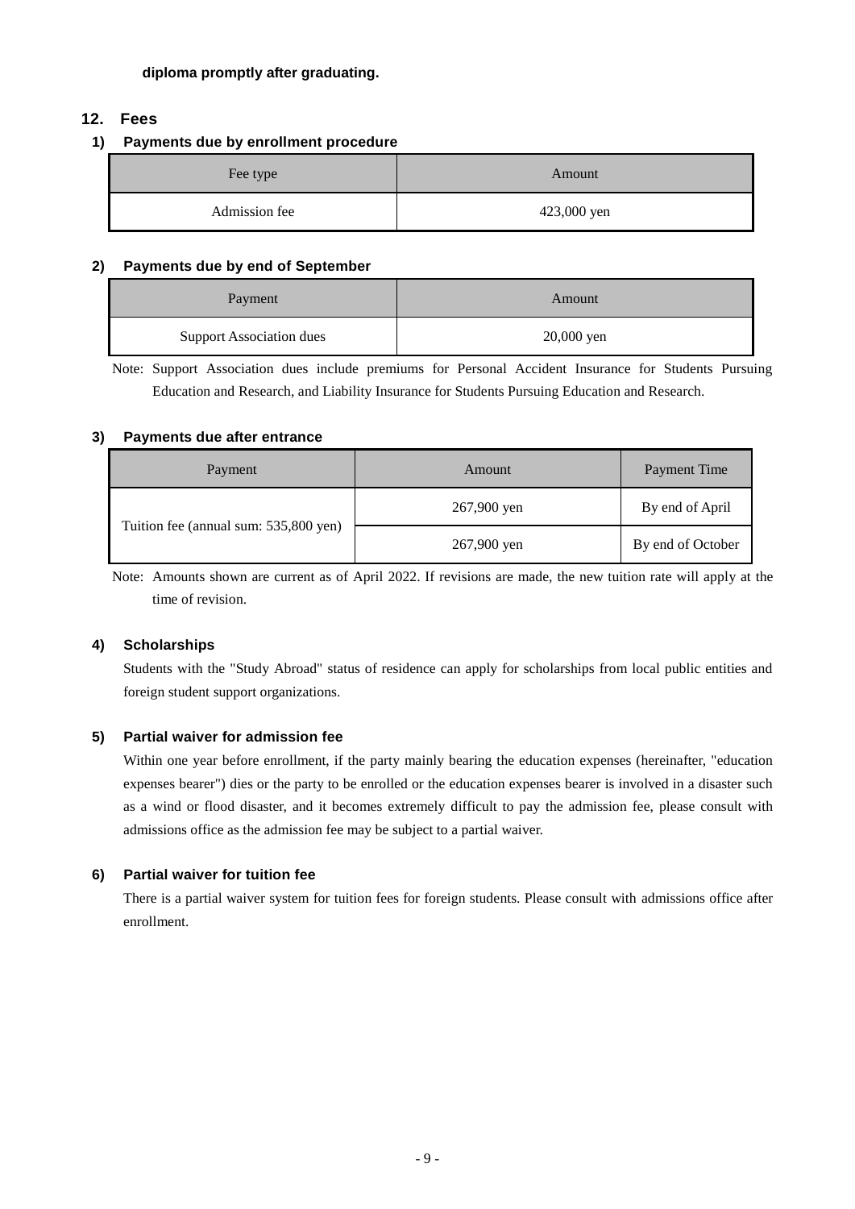**diploma promptly after graduating.**

## 12. Fees

### 1) Payments due by enrollment procedure

| Fee type | Amount |
| --- | --- |
| Admission fee | 423,000 yen |

### 2) Payments due by end of September

| Payment | Amount |
| --- | --- |
| Support Association dues | 20,000 yen |

Note: Support Association dues include premiums for Personal Accident Insurance for Students Pursuing Education and Research, and Liability Insurance for Students Pursuing Education and Research.

### 3) Payments due after entrance

| Payment | Amount | Payment Time |
| --- | --- | --- |
| Tuition fee (annual sum: 535,800 yen) | 267,900 yen | By end of April |
| | 267,900 yen | By end of October |

Note: Amounts shown are current as of April 2022. If revisions are made, the new tuition rate will apply at the time of revision.

### 4) Scholarships

Students with the "Study Abroad" status of residence can apply for scholarships from local public entities and foreign student support organizations.

### 5) Partial waiver for admission fee

Within one year before enrollment, if the party mainly bearing the education expenses (hereinafter, "education expenses bearer") dies or the party to be enrolled or the education expenses bearer is involved in a disaster such as a wind or flood disaster, and it becomes extremely difficult to pay the admission fee, please consult with admissions office as the admission fee may be subject to a partial waiver.

### 6) Partial waiver for tuition fee

There is a partial waiver system for tuition fees for foreign students. Please consult with admissions office after enrollment.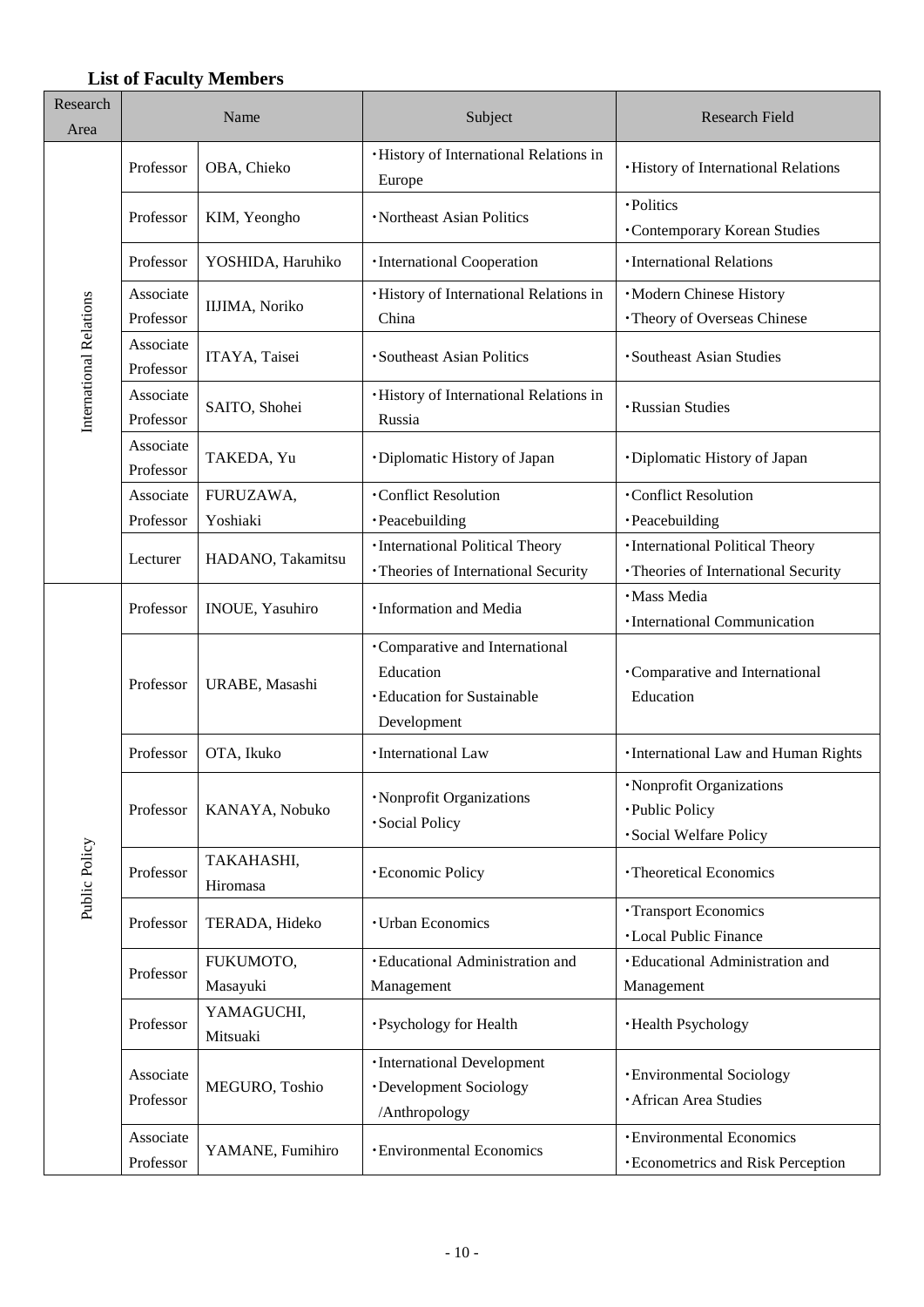### List of Faculty Members

| Research Area | Name | | Subject | Research Field |
|---|---|---|---|---|
| International Relations | Professor | OBA, Chieko | ・History of International Relations in Europe | ・History of International Relations |
| | Professor | KIM, Yeongho | ・Northeast Asian Politics | ・Politics<br>・Contemporary Korean Studies |
| | Professor | YOSHIDA, Haruhiko | ・International Cooperation | ・International Relations |
| | Associate Professor | IIJIMA, Noriko | ・History of International Relations in China | ・Modern Chinese History<br>・Theory of Overseas Chinese |
| | Associate Professor | ITAYA, Taisei | ・Southeast Asian Politics | ・Southeast Asian Studies |
| | Associate Professor | SAITO, Shohei | ・History of International Relations in Russia | ・Russian Studies |
| | Associate Professor | TAKEDA, Yu | ・Diplomatic History of Japan | ・Diplomatic History of Japan |
| | Associate Professor | FURUZAWA, Yoshiaki | ・Conflict Resolution<br>・Peacebuilding | ・Conflict Resolution<br>・Peacebuilding |
| | Lecturer | HADANO, Takamitsu | ・International Political Theory<br>・Theories of International Security | ・International Political Theory<br>・Theories of International Security |
| Public Policy | Professor | INOUE, Yasuhiro | ・Information and Media | ・Mass Media<br>・International Communication |
| | Professor | URABE, Masashi | ・Comparative and International Education<br>・Education for Sustainable Development | ・Comparative and International Education |
| | Professor | OTA, Ikuko | ・International Law | ・International Law and Human Rights |
| | Professor | KANAYA, Nobuko | ・Nonprofit Organizations<br>・Social Policy | ・Nonprofit Organizations<br>・Public Policy<br>・Social Welfare Policy |
| | Professor | TAKAHASHI, Hiromasa | ・Economic Policy | ・Theoretical Economics |
| | Professor | TERADA, Hideko | ・Urban Economics | ・Transport Economics<br>・Local Public Finance |
| | Professor | FUKUMOTO, Masayuki | ・Educational Administration and Management | ・Educational Administration and Management |
| | Professor | YAMAGUCHI, Mitsuaki | ・Psychology for Health | ・Health Psychology |
| | Associate Professor | MEGURO, Toshio | ・International Development<br>・Development Sociology /Anthropology | ・Environmental Sociology<br>・African Area Studies |
| | Associate Professor | YAMANE, Fumihiro | ・Environmental Economics | ・Environmental Economics<br>・Econometrics and Risk Perception |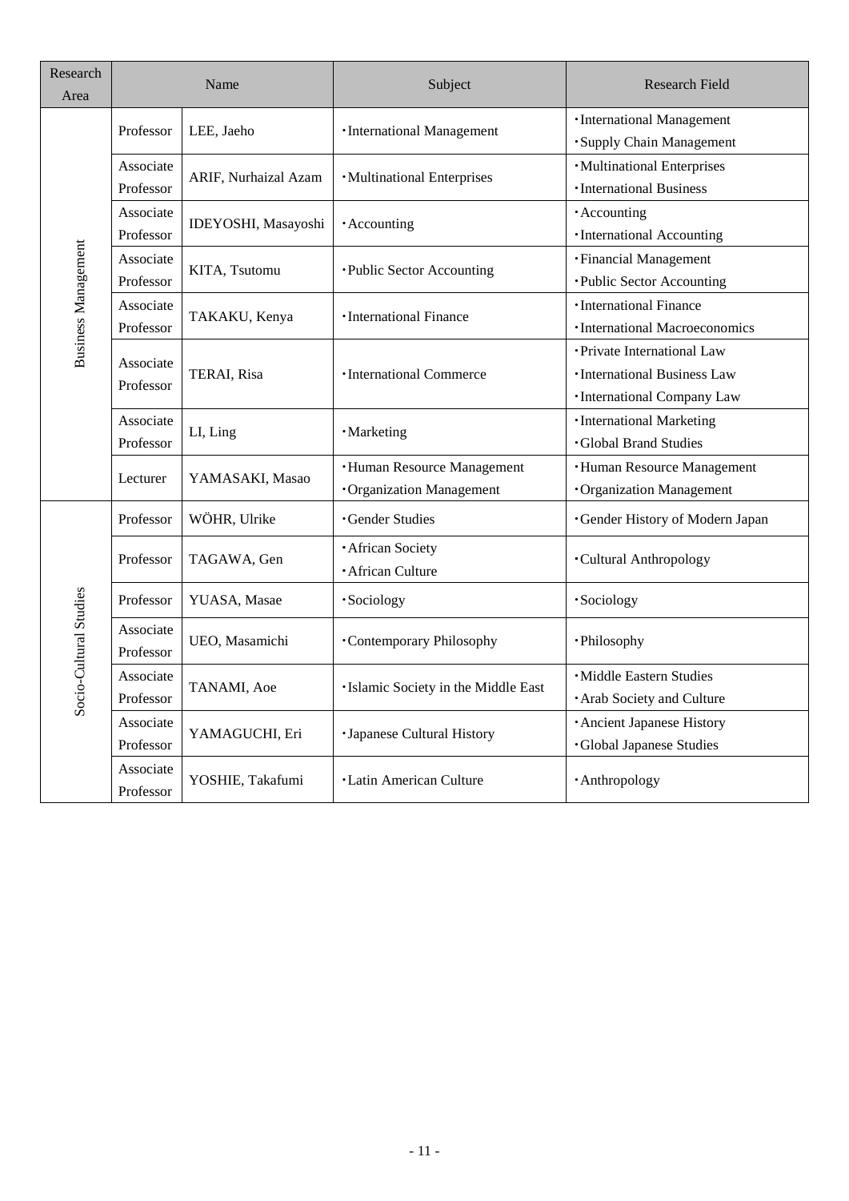| Research Area | Name | | Subject | Research Field |
|---|---|---|---|---|
| Business Management | Professor | LEE, Jaeho | ･International Management | ･International Management<br>･Supply Chain Management |
| | Associate Professor | ARIF, Nurhaizal Azam | ･Multinational Enterprises | ･Multinational Enterprises<br>･International Business |
| | Associate Professor | IDEYOSHI, Masayoshi | ･Accounting | ･Accounting<br>･International Accounting |
| | Associate Professor | KITA, Tsutomu | ･Public Sector Accounting | ･Financial Management<br>･Public Sector Accounting |
| | Associate Professor | TAKAKU, Kenya | ･International Finance | ･International Finance<br>･International Macroeconomics |
| | Associate Professor | TERAI, Risa | ･International Commerce | ･Private International Law<br>･International Business Law<br>･International Company Law |
| | Associate Professor | LI, Ling | ･Marketing | ･International Marketing<br>･Global Brand Studies |
| | Lecturer | YAMASAKI, Masao | ･Human Resource Management<br>･Organization Management | ･Human Resource Management<br>･Organization Management |
| Socio-Cultural Studies | Professor | WÖHR, Ulrike | ･Gender Studies | ･Gender History of Modern Japan |
| | Professor | TAGAWA, Gen | ･African Society<br>･African Culture | ･Cultural Anthropology |
| | Professor | YUASA, Masae | ･Sociology | ･Sociology |
| | Associate Professor | UEO, Masamichi | ･Contemporary Philosophy | ･Philosophy |
| | Associate Professor | TANAMI, Aoe | ･Islamic Society in the Middle East | ･Middle Eastern Studies<br>･Arab Society and Culture |
| | Associate Professor | YAMAGUCHI, Eri | ･Japanese Cultural History | ･Ancient Japanese History<br>･Global Japanese Studies |
| | Associate Professor | YOSHIE, Takafumi | ･Latin American Culture | ･Anthropology |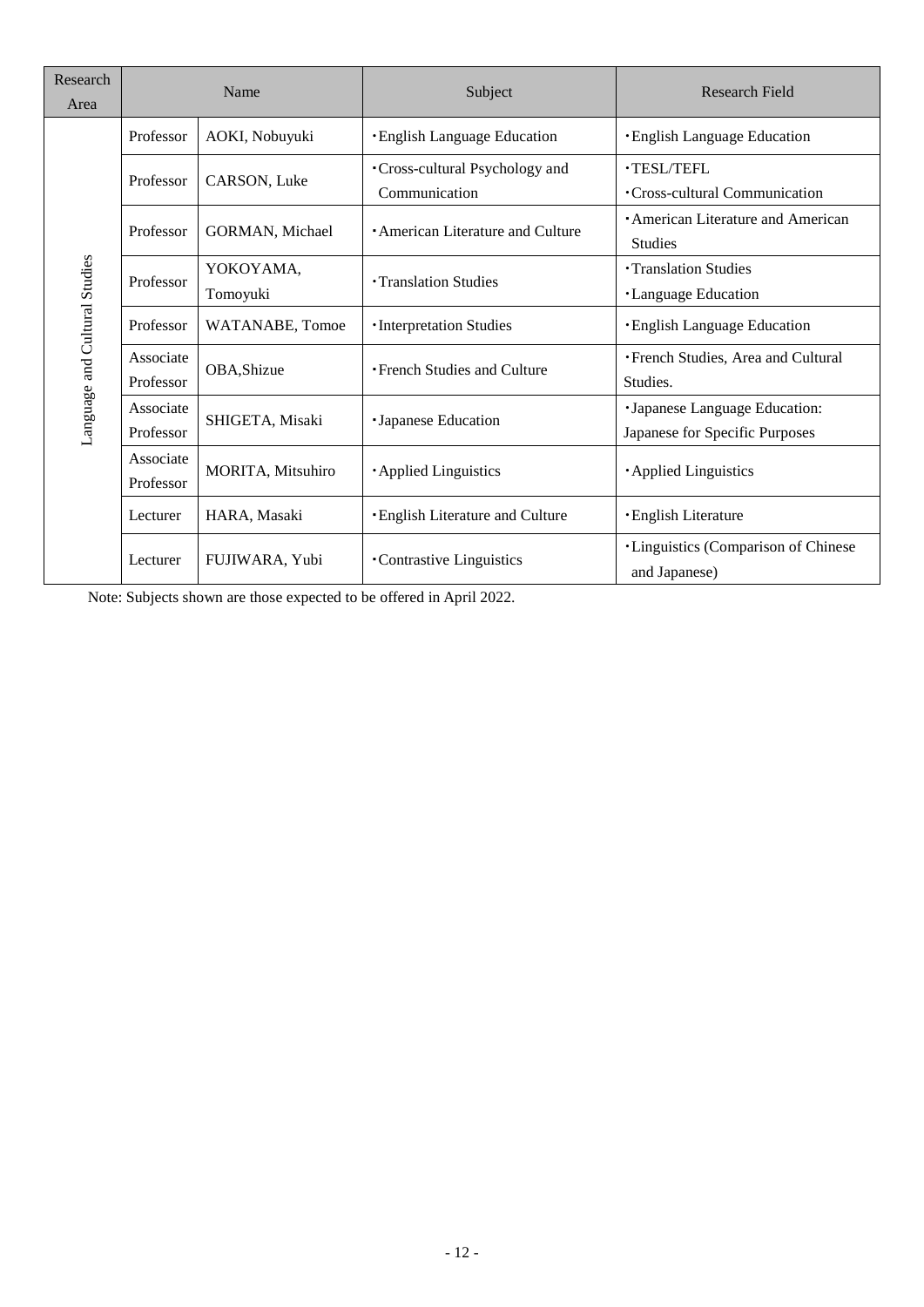| Research Area | Name | | Subject | Research Field |
|---|---|---|---|---|
| Language and Cultural Studies | Professor | AOKI, Nobuyuki | ･English Language Education | ･English Language Education |
| | Professor | CARSON, Luke | ･Cross-cultural Psychology and Communication | ･TESL/TEFL<br>･Cross-cultural Communication |
| | Professor | GORMAN, Michael | ･American Literature and Culture | ･American Literature and American Studies |
| | Professor | YOKOYAMA, Tomoyuki | ･Translation Studies | ･Translation Studies<br>･Language Education |
| | Professor | WATANABE, Tomoe | ･Interpretation Studies | ･English Language Education |
| | Associate Professor | OBA,Shizue | ･French Studies and Culture | ･French Studies, Area and Cultural Studies. |
| | Associate Professor | SHIGETA, Misaki | ･Japanese Education | ･Japanese Language Education: Japanese for Specific Purposes |
| | Associate Professor | MORITA, Mitsuhiro | ･Applied Linguistics | ･Applied Linguistics |
| | Lecturer | HARA, Masaki | ･English Literature and Culture | ･English Literature |
| | Lecturer | FUJIWARA, Yubi | ･Contrastive Linguistics | ･Linguistics (Comparison of Chinese and Japanese) |

Note: Subjects shown are those expected to be offered in April 2022.